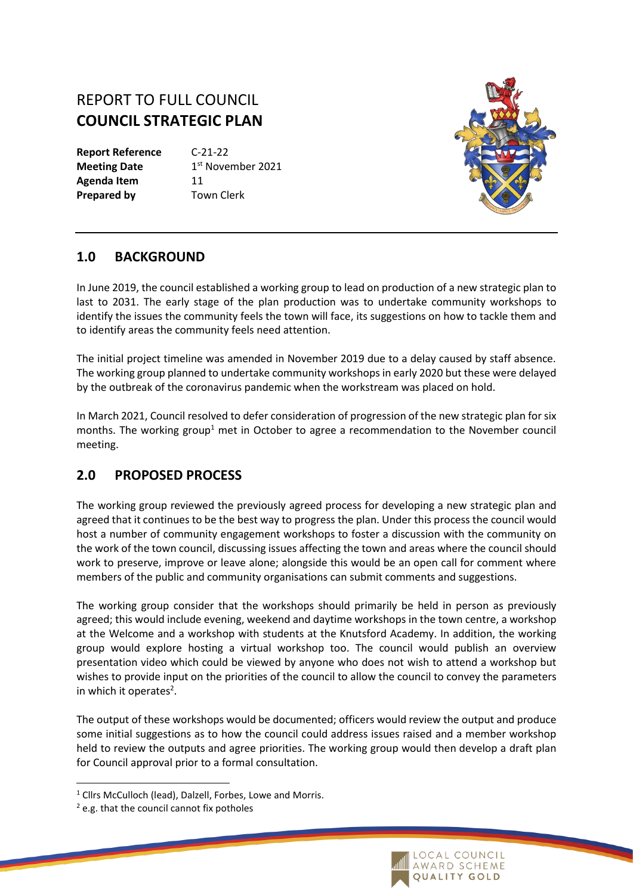# REPORT TO FULL COUNCIL
# COUNCIL STRATEGIC PLAN

| | |
|---|---|
| **Report Reference** | C-21-22 |
| **Meeting Date** | 1st November 2021 |
| **Agenda Item** | 11 |
| **Prepared by** | Town Clerk |

## 1.0 BACKGROUND

In June 2019, the council established a working group to lead on production of a new strategic plan to last to 2031. The early stage of the plan production was to undertake community workshops to identify the issues the community feels the town will face, its suggestions on how to tackle them and to identify areas the community feels need attention.

The initial project timeline was amended in November 2019 due to a delay caused by staff absence. The working group planned to undertake community workshops in early 2020 but these were delayed by the outbreak of the coronavirus pandemic when the workstream was placed on hold.

In March 2021, Council resolved to defer consideration of progression of the new strategic plan for six months. The working group[1] met in October to agree a recommendation to the November council meeting.

## 2.0 PROPOSED PROCESS

The working group reviewed the previously agreed process for developing a new strategic plan and agreed that it continues to be the best way to progress the plan. Under this process the council would host a number of community engagement workshops to foster a discussion with the community on the work of the town council, discussing issues affecting the town and areas where the council should work to preserve, improve or leave alone; alongside this would be an open call for comment where members of the public and community organisations can submit comments and suggestions.

The working group consider that the workshops should primarily be held in person as previously agreed; this would include evening, weekend and daytime workshops in the town centre, a workshop at the Welcome and a workshop with students at the Knutsford Academy. In addition, the working group would explore hosting a virtual workshop too. The council would publish an overview presentation video which could be viewed by anyone who does not wish to attend a workshop but wishes to provide input on the priorities of the council to allow the council to convey the parameters in which it operates[2].

The output of these workshops would be documented; officers would review the output and produce some initial suggestions as to how the council could address issues raised and a member workshop held to review the outputs and agree priorities. The working group would then develop a draft plan for Council approval prior to a formal consultation.

[1] Cllrs McCulloch (lead), Dalzell, Forbes, Lowe and Morris.

[2] e.g. that the council cannot fix potholes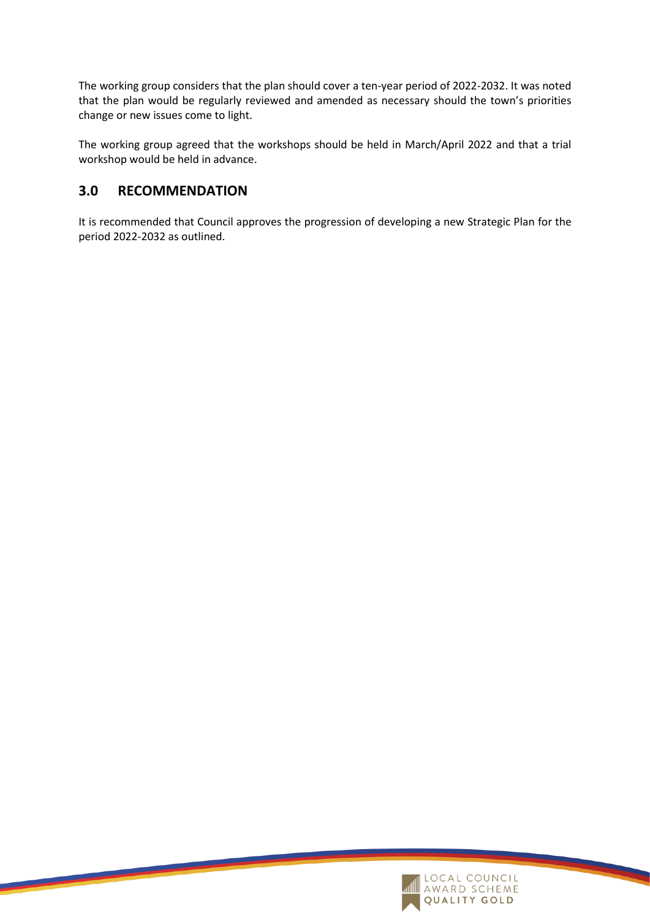The working group considers that the plan should cover a ten-year period of 2022-2032. It was noted that the plan would be regularly reviewed and amended as necessary should the town's priorities change or new issues come to light.

The working group agreed that the workshops should be held in March/April 2022 and that a trial workshop would be held in advance.

## 3.0 RECOMMENDATION

It is recommended that Council approves the progression of developing a new Strategic Plan for the period 2022-2032 as outlined.